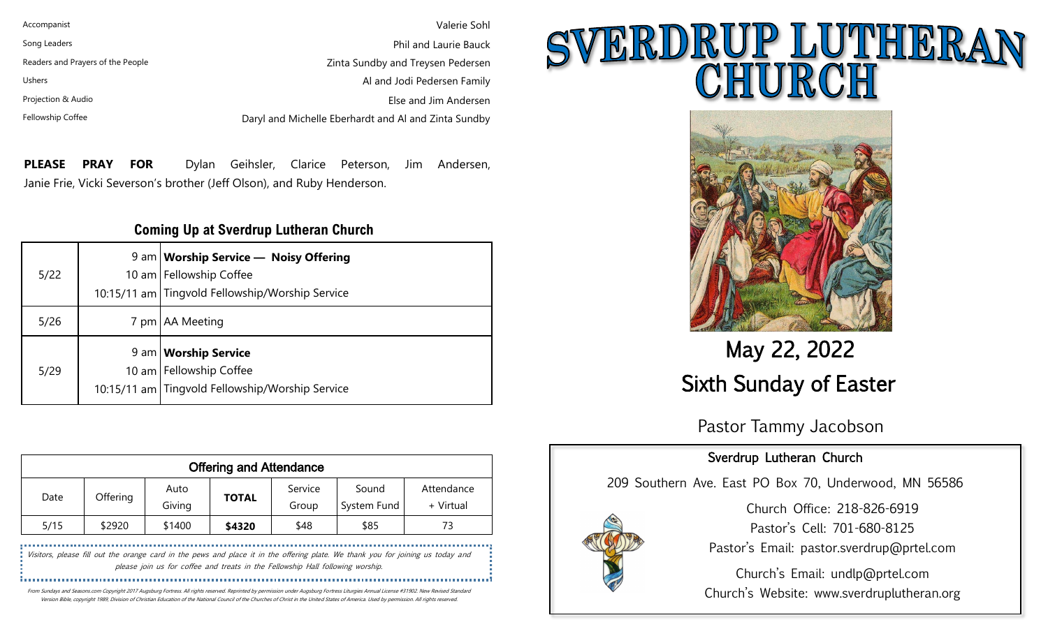| | |
|---|---|
| Accompanist | Valerie Sohl |
| Song Leaders | Phil and Laurie Bauck |
| Readers and Prayers of the People | Zinta Sundby and Treysen Pedersen |
| Ushers | Al and Jodi Pedersen Family |
| Projection & Audio | Else and Jim Andersen |
| Fellowship Coffee | Daryl and Michelle Eberhardt and Al and Zinta Sundby |

**PLEASE PRAY FOR** Dylan Geihsler, Clarice Peterson, Jim Andersen, Janie Frie, Vicki Severson's brother (Jeff Olson), and Ruby Henderson.

## Coming Up at Sverdrup Lutheran Church

| | | |
|---|---|---|
| 5/22 | 9 am<br>10 am<br>10:15/11 am | **Worship Service — Noisy Offering**<br>Fellowship Coffee<br>Tingvold Fellowship/Worship Service |
| 5/26 | 7 pm | AA Meeting |
| 5/29 | 9 am<br>10 am<br>10:15/11 am | **Worship Service**<br>Fellowship Coffee<br>Tingvold Fellowship/Worship Service |

**Offering and Attendance**

| Date | Offering | Auto Giving | **TOTAL** | Service Group | Sound System Fund | Attendance + Virtual |
|---|---|---|---|---|---|---|
| 5/15 | $2920 | $1400 | **$4320** | $48 | $85 | 73 |

*Visitors, please fill out the orange card in the pews and place it in the offering plate. We thank you for joining us today and please join us for coffee and treats in the Fellowship Hall following worship.*

From Sundays and Seasons.com Copyright 2017 Augsburg Fortress. All rights reserved. Reprinted by permission under Augsburg Fortress Liturgies Annual License #31902. New Revised Standard Version Bible, copyright 1989, Division of Christian Education of the National Council of the Churches of Christ in the United States of America. Used by permission. All rights reserved.

# SVERDRUP LUTHERAN CHURCH

## May 22, 2022
## Sixth Sunday of Easter

Pastor Tammy Jacobson

**Sverdrup Lutheran Church**

209 Southern Ave. East PO Box 70, Underwood, MN 56586

Church Office: 218-826-6919
Pastor's Cell: 701-680-8125
Pastor's Email: pastor.sverdrup@prtel.com

Church's Email: undlp@prtel.com
Church's Website: www.sverdruplutheran.org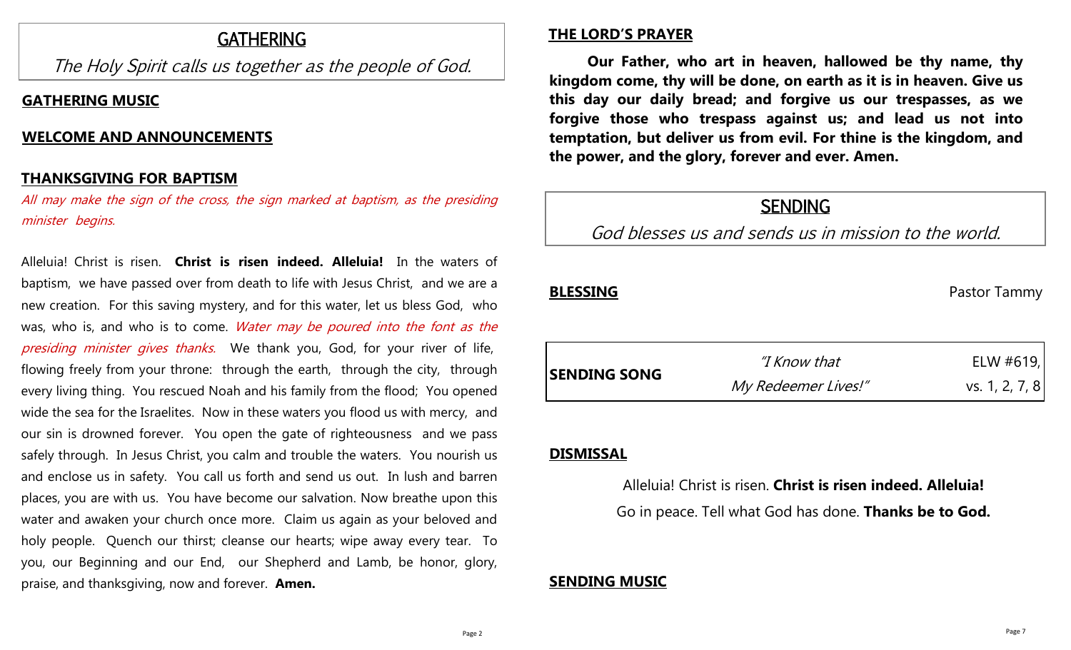## GATHERING

*The Holy Spirit calls us together as the people of God.*

**GATHERING MUSIC**

**WELCOME AND ANNOUNCEMENTS**

**THANKSGIVING FOR BAPTISM**

*All may make the sign of the cross, the sign marked at baptism, as the presiding minister begins.*

Alleluia! Christ is risen. **Christ is risen indeed. Alleluia!** In the waters of baptism, we have passed over from death to life with Jesus Christ, and we are a new creation. For this saving mystery, and for this water, let us bless God, who was, who is, and who is to come. *Water may be poured into the font as the presiding minister gives thanks.* We thank you, God, for your river of life, flowing freely from your throne: through the earth, through the city, through every living thing. You rescued Noah and his family from the flood; You opened wide the sea for the Israelites. Now in these waters you flood us with mercy, and our sin is drowned forever. You open the gate of righteousness and we pass safely through. In Jesus Christ, you calm and trouble the waters. You nourish us and enclose us in safety. You call us forth and send us out. In lush and barren places, you are with us. You have become our salvation. Now breathe upon this water and awaken your church once more. Claim us again as your beloved and holy people. Quench our thirst; cleanse our hearts; wipe away every tear. To you, our Beginning and our End, our Shepherd and Lamb, be honor, glory, praise, and thanksgiving, now and forever. **Amen.**

**THE LORD'S PRAYER**

**Our Father, who art in heaven, hallowed be thy name, thy kingdom come, thy will be done, on earth as it is in heaven. Give us this day our daily bread; and forgive us our trespasses, as we forgive those who trespass against us; and lead us not into temptation, but deliver us from evil. For thine is the kingdom, and the power, and the glory, forever and ever. Amen.**

## SENDING

*God blesses us and sends us in mission to the world.*

**BLESSING** Pastor Tammy

| **SENDING SONG** | *"I Know that My Redeemer Lives!"* | ELW #619, vs. 1, 2, 7, 8 |
|---|---|---|

**DISMISSAL**

Alleluia! Christ is risen. **Christ is risen indeed. Alleluia!**

Go in peace. Tell what God has done. **Thanks be to God.**

**SENDING MUSIC**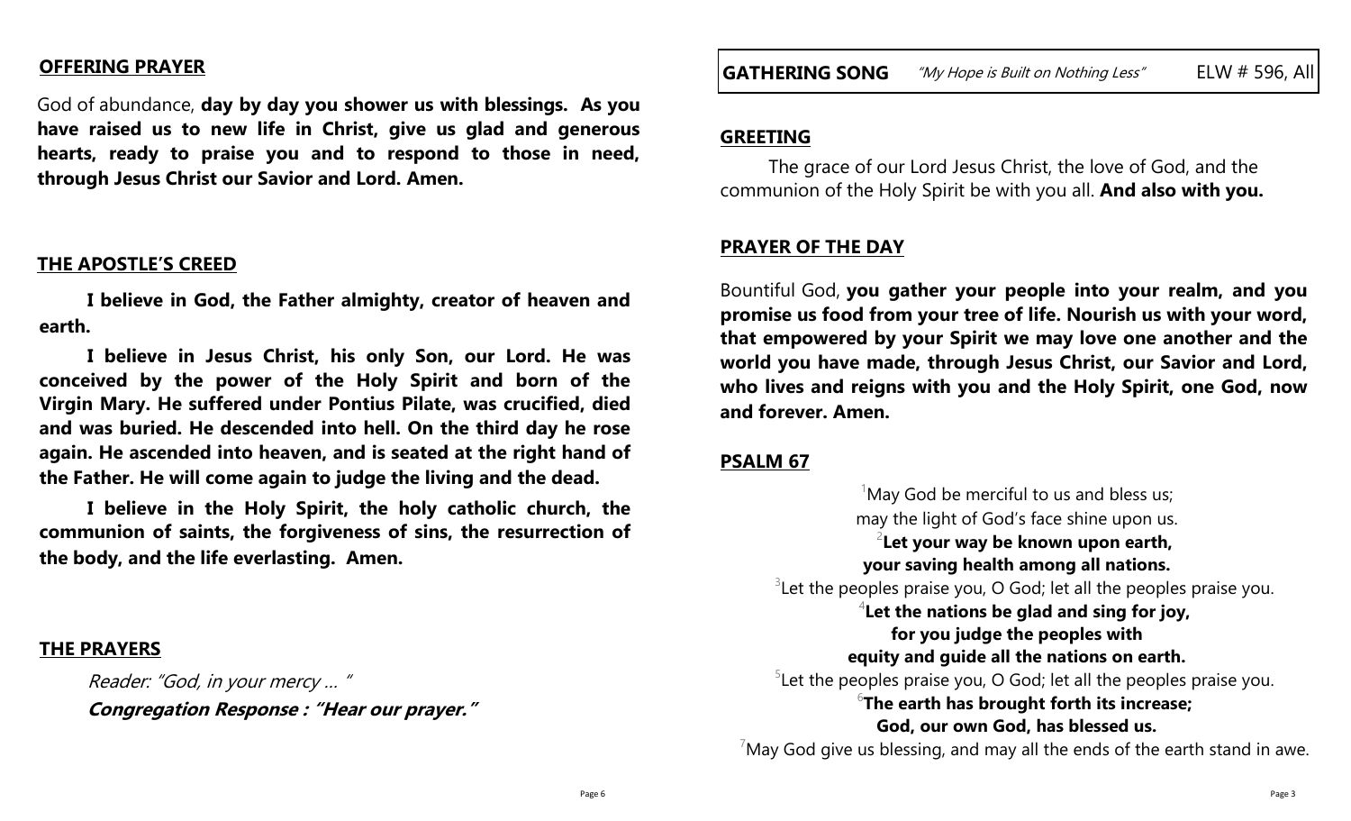## OFFERING PRAYER

God of abundance, **day by day you shower us with blessings. As you have raised us to new life in Christ, give us glad and generous hearts, ready to praise you and to respond to those in need, through Jesus Christ our Savior and Lord. Amen.**

## THE APOSTLE'S CREED

**I believe in God, the Father almighty, creator of heaven and earth.**

**I believe in Jesus Christ, his only Son, our Lord. He was conceived by the power of the Holy Spirit and born of the Virgin Mary. He suffered under Pontius Pilate, was crucified, died and was buried. He descended into hell. On the third day he rose again. He ascended into heaven, and is seated at the right hand of the Father. He will come again to judge the living and the dead.**

**I believe in the Holy Spirit, the holy catholic church, the communion of saints, the forgiveness of sins, the resurrection of the body, and the life everlasting. Amen.**

## THE PRAYERS

*Reader: "God, in your mercy … "*

***Congregation Response : "Hear our prayer."***

## GATHERING SONG *"My Hope is Built on Nothing Less"* ELW # 596, All

## GREETING

The grace of our Lord Jesus Christ, the love of God, and the communion of the Holy Spirit be with you all. **And also with you.**

## PRAYER OF THE DAY

Bountiful God, **you gather your people into your realm, and you promise us food from your tree of life. Nourish us with your word, that empowered by your Spirit we may love one another and the world you have made, through Jesus Christ, our Savior and Lord, who lives and reigns with you and the Holy Spirit, one God, now and forever. Amen.**

## PSALM 67

[1]May God be merciful to us and bless us;
may the light of God's face shine upon us.

[2]**Let your way be known upon earth,**
**your saving health among all nations.**

[3]Let the peoples praise you, O God; let all the peoples praise you.

[4]**Let the nations be glad and sing for joy,**
**for you judge the peoples with**
**equity and guide all the nations on earth.**

[5]Let the peoples praise you, O God; let all the peoples praise you.

[6]**The earth has brought forth its increase;**
**God, our own God, has blessed us.**

[7]May God give us blessing, and may all the ends of the earth stand in awe.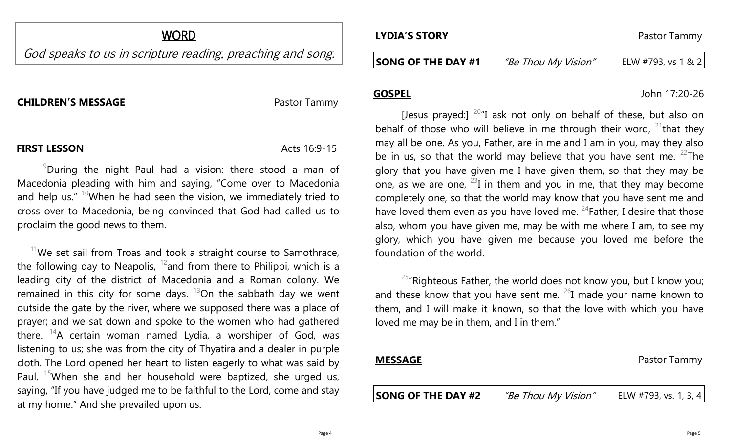# WORD

*God speaks to us in scripture reading, preaching and song.*

**CHILDREN'S MESSAGE** Pastor Tammy

**FIRST LESSON** Acts 16:9-15

[9]During the night Paul had a vision: there stood a man of Macedonia pleading with him and saying, "Come over to Macedonia and help us." [10]When he had seen the vision, we immediately tried to cross over to Macedonia, being convinced that God had called us to proclaim the good news to them.

[11]We set sail from Troas and took a straight course to Samothrace, the following day to Neapolis, [12]and from there to Philippi, which is a leading city of the district of Macedonia and a Roman colony. We remained in this city for some days. [13]On the sabbath day we went outside the gate by the river, where we supposed there was a place of prayer; and we sat down and spoke to the women who had gathered there. [14]A certain woman named Lydia, a worshiper of God, was listening to us; she was from the city of Thyatira and a dealer in purple cloth. The Lord opened her heart to listen eagerly to what was said by Paul. [15]When she and her household were baptized, she urged us, saying, "If you have judged me to be faithful to the Lord, come and stay at my home." And she prevailed upon us.

**LYDIA'S STORY** Pastor Tammy

**SONG OF THE DAY #1** *"Be Thou My Vision"* ELW #793, vs 1 & 2

**GOSPEL** John 17:20-26

[Jesus prayed:] [20]"I ask not only on behalf of these, but also on behalf of those who will believe in me through their word, [21]that they may all be one. As you, Father, are in me and I am in you, may they also be in us, so that the world may believe that you have sent me. [22]The glory that you have given me I have given them, so that they may be one, as we are one, [23]I in them and you in me, that they may become completely one, so that the world may know that you have sent me and have loved them even as you have loved me. [24]Father, I desire that those also, whom you have given me, may be with me where I am, to see my glory, which you have given me because you loved me before the foundation of the world.

[25]"Righteous Father, the world does not know you, but I know you; and these know that you have sent me. [26]I made your name known to them, and I will make it known, so that the love with which you have loved me may be in them, and I in them."

**MESSAGE** Pastor Tammy

**SONG OF THE DAY #2** *"Be Thou My Vision"* ELW #793, vs. 1, 3, 4